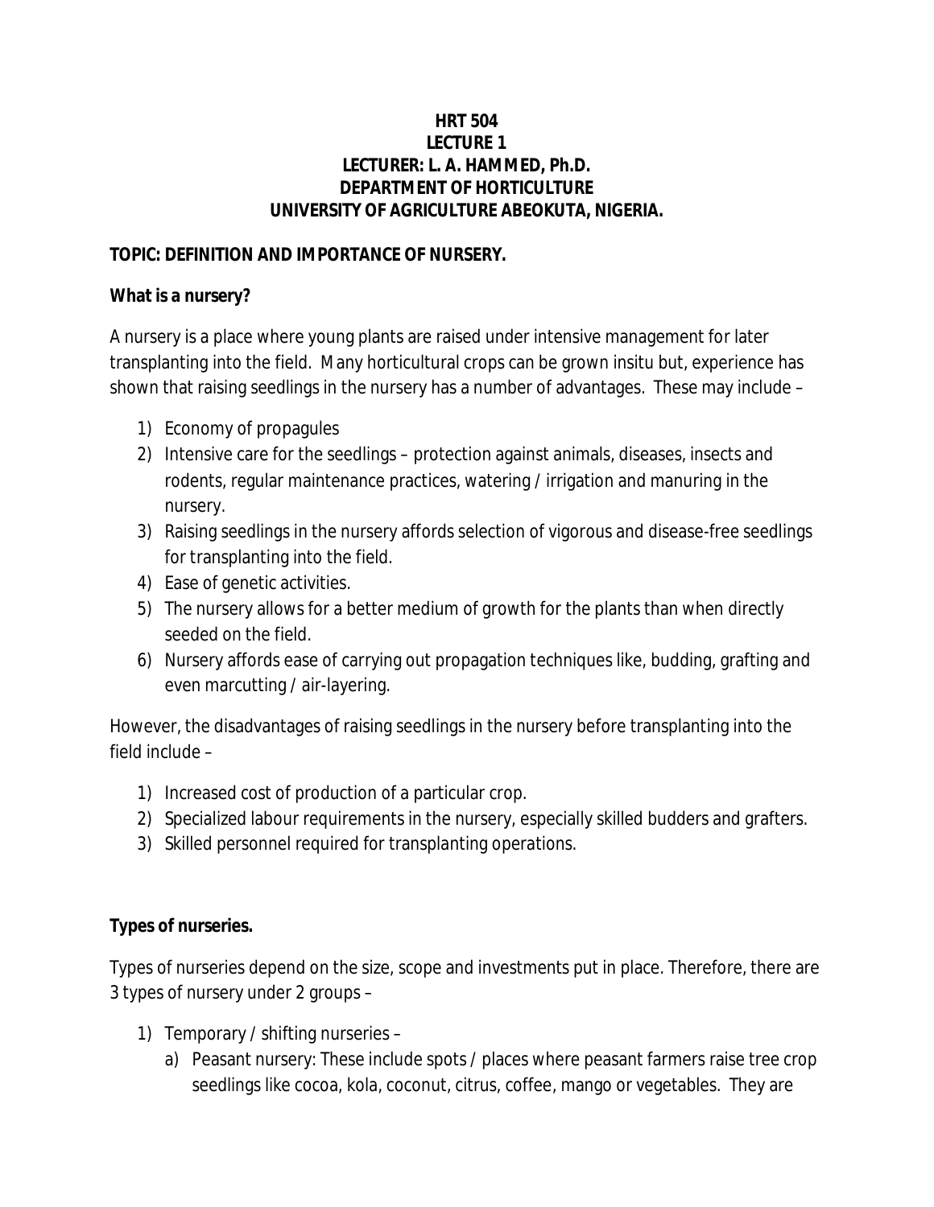**HRT 504**
**LECTURE 1**
**LECTURER: L. A. HAMMED, Ph.D.**
**DEPARTMENT OF HORTICULTURE**
**UNIVERSITY OF AGRICULTURE ABEOKUTA, NIGERIA.**

**TOPIC: DEFINITION AND IMPORTANCE OF NURSERY.**

**What is a nursery?**

A nursery is a place where young plants are raised under intensive management for later transplanting into the field. Many horticultural crops can be grown insitu but, experience has shown that raising seedlings in the nursery has a number of advantages. These may include –

1) Economy of propagules
2) Intensive care for the seedlings – protection against animals, diseases, insects and rodents, regular maintenance practices, watering / irrigation and manuring in the nursery.
3) Raising seedlings in the nursery affords selection of vigorous and disease-free seedlings for transplanting into the field.
4) Ease of genetic activities.
5) The nursery allows for a better medium of growth for the plants than when directly seeded on the field.
6) Nursery affords ease of carrying out propagation techniques like, budding, grafting and even marcutting / air-layering.

However, the disadvantages of raising seedlings in the nursery before transplanting into the field include –

1) Increased cost of production of a particular crop.
2) Specialized labour requirements in the nursery, especially skilled budders and grafters.
3) Skilled personnel required for transplanting operations.

**Types of nurseries.**

Types of nurseries depend on the size, scope and investments put in place. Therefore, there are 3 types of nursery under 2 groups –

1) Temporary / shifting nurseries –
   a) Peasant nursery: These include spots / places where peasant farmers raise tree crop seedlings like cocoa, kola, coconut, citrus, coffee, mango or vegetables. They are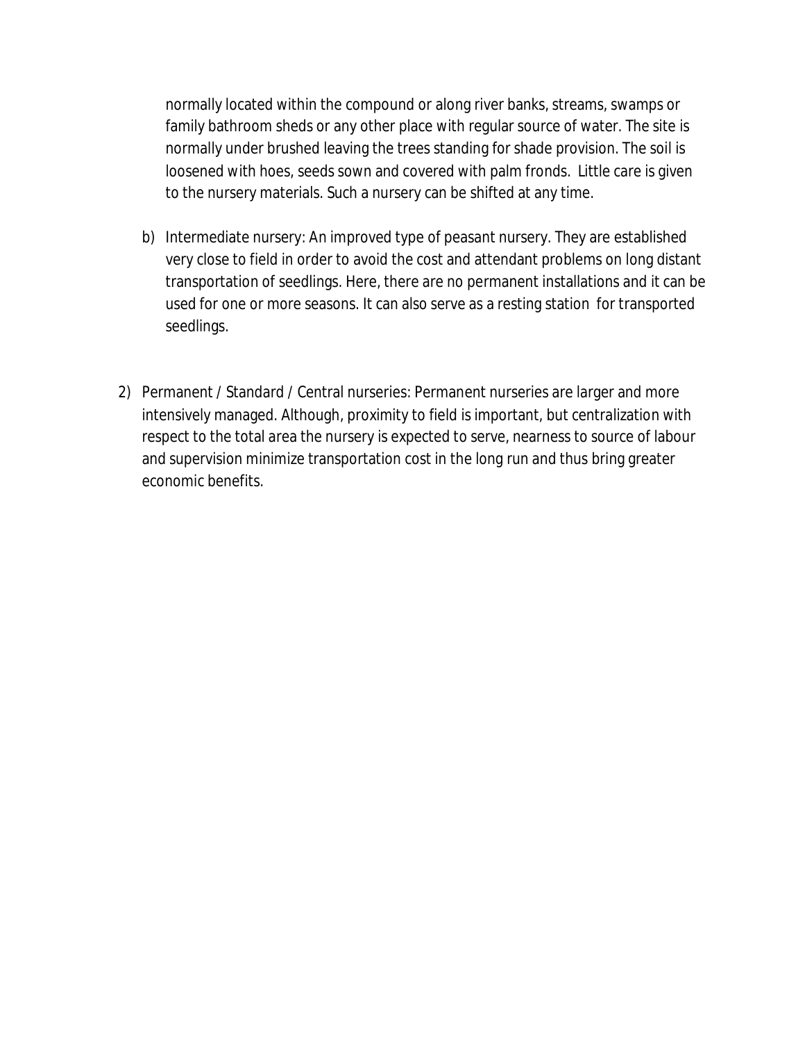normally located within the compound or along river banks, streams, swamps or family bathroom sheds or any other place with regular source of water. The site is normally under brushed leaving the trees standing for shade provision. The soil is loosened with hoes, seeds sown and covered with palm fronds. Little care is given to the nursery materials. Such a nursery can be shifted at any time.

b) Intermediate nursery: An improved type of peasant nursery. They are established very close to field in order to avoid the cost and attendant problems on long distant transportation of seedlings. Here, there are no permanent installations and it can be used for one or more seasons. It can also serve as a resting station for transported seedlings.

2) Permanent / Standard / Central nurseries: Permanent nurseries are larger and more intensively managed. Although, proximity to field is important, but centralization with respect to the total area the nursery is expected to serve, nearness to source of labour and supervision minimize transportation cost in the long run and thus bring greater economic benefits.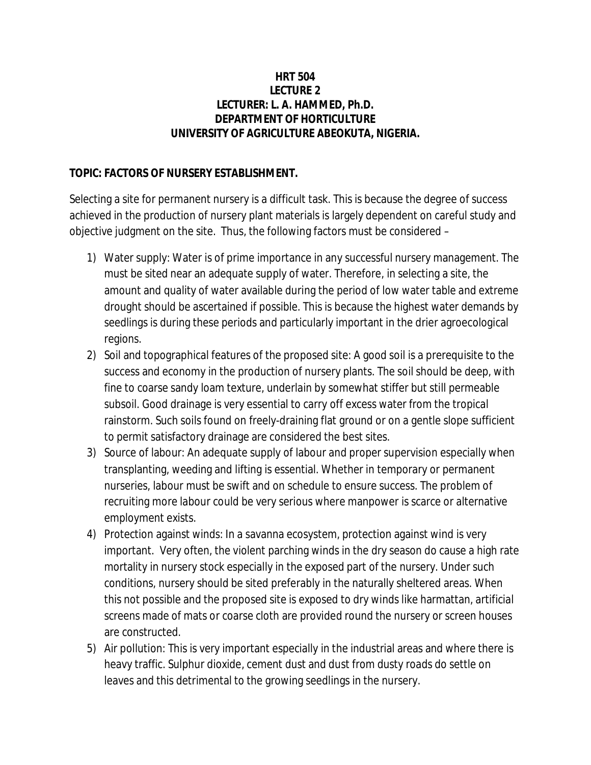**HRT 504**
**LECTURE 2**
**LECTURER: L. A. HAMMED, Ph.D.**
**DEPARTMENT OF HORTICULTURE**
**UNIVERSITY OF AGRICULTURE ABEOKUTA, NIGERIA.**

**TOPIC: FACTORS OF NURSERY ESTABLISHMENT.**

Selecting a site for permanent nursery is a difficult task. This is because the degree of success achieved in the production of nursery plant materials is largely dependent on careful study and objective judgment on the site. Thus, the following factors must be considered –

1) Water supply: Water is of prime importance in any successful nursery management. The must be sited near an adequate supply of water. Therefore, in selecting a site, the amount and quality of water available during the period of low water table and extreme drought should be ascertained if possible. This is because the highest water demands by seedlings is during these periods and particularly important in the drier agroecological regions.
2) Soil and topographical features of the proposed site: A good soil is a prerequisite to the success and economy in the production of nursery plants. The soil should be deep, with fine to coarse sandy loam texture, underlain by somewhat stiffer but still permeable subsoil. Good drainage is very essential to carry off excess water from the tropical rainstorm. Such soils found on freely-draining flat ground or on a gentle slope sufficient to permit satisfactory drainage are considered the best sites.
3) Source of labour: An adequate supply of labour and proper supervision especially when transplanting, weeding and lifting is essential. Whether in temporary or permanent nurseries, labour must be swift and on schedule to ensure success. The problem of recruiting more labour could be very serious where manpower is scarce or alternative employment exists.
4) Protection against winds: In a savanna ecosystem, protection against wind is very important. Very often, the violent parching winds in the dry season do cause a high rate mortality in nursery stock especially in the exposed part of the nursery. Under such conditions, nursery should be sited preferably in the naturally sheltered areas. When this not possible and the proposed site is exposed to dry winds like harmattan, artificial screens made of mats or coarse cloth are provided round the nursery or screen houses are constructed.
5) Air pollution: This is very important especially in the industrial areas and where there is heavy traffic. Sulphur dioxide, cement dust and dust from dusty roads do settle on leaves and this detrimental to the growing seedlings in the nursery.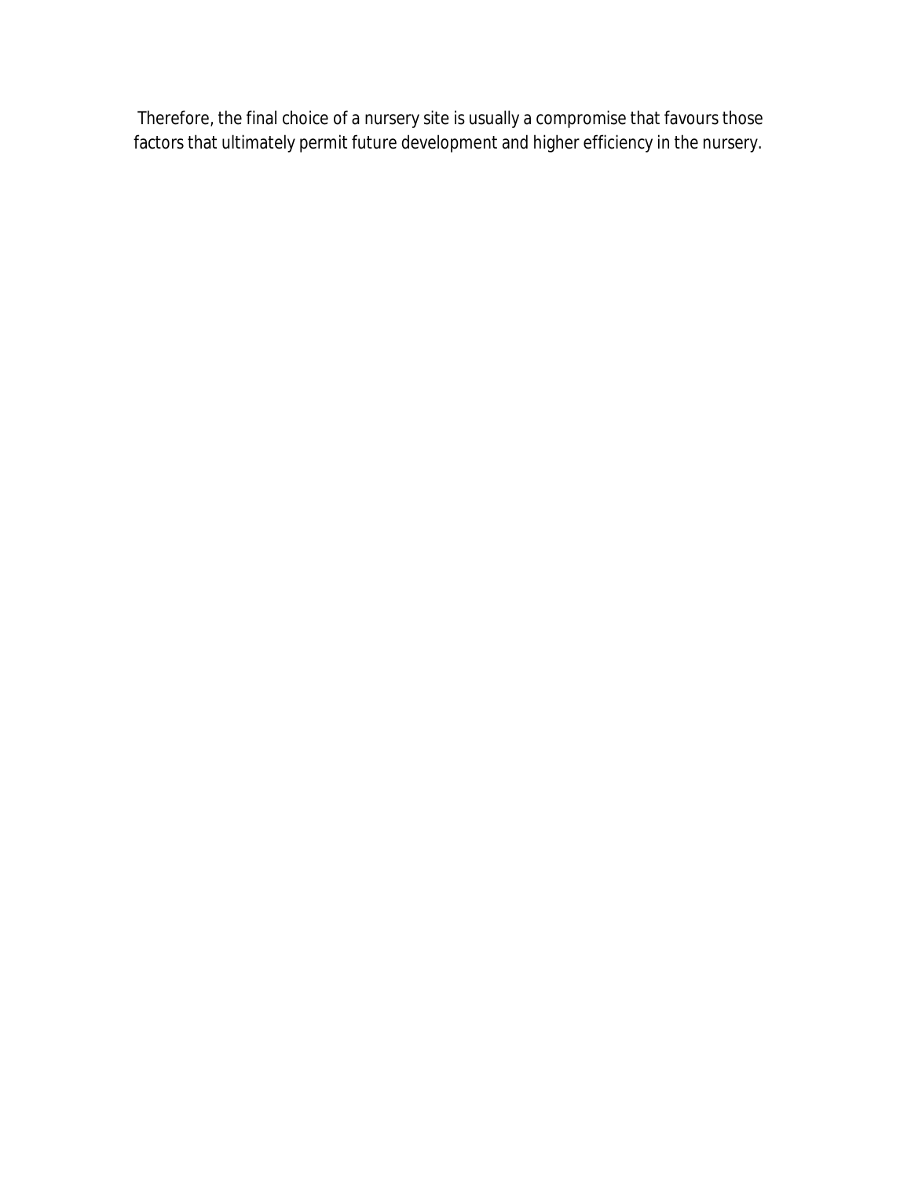Therefore, the final choice of a nursery site is usually a compromise that favours those factors that ultimately permit future development and higher efficiency in the nursery.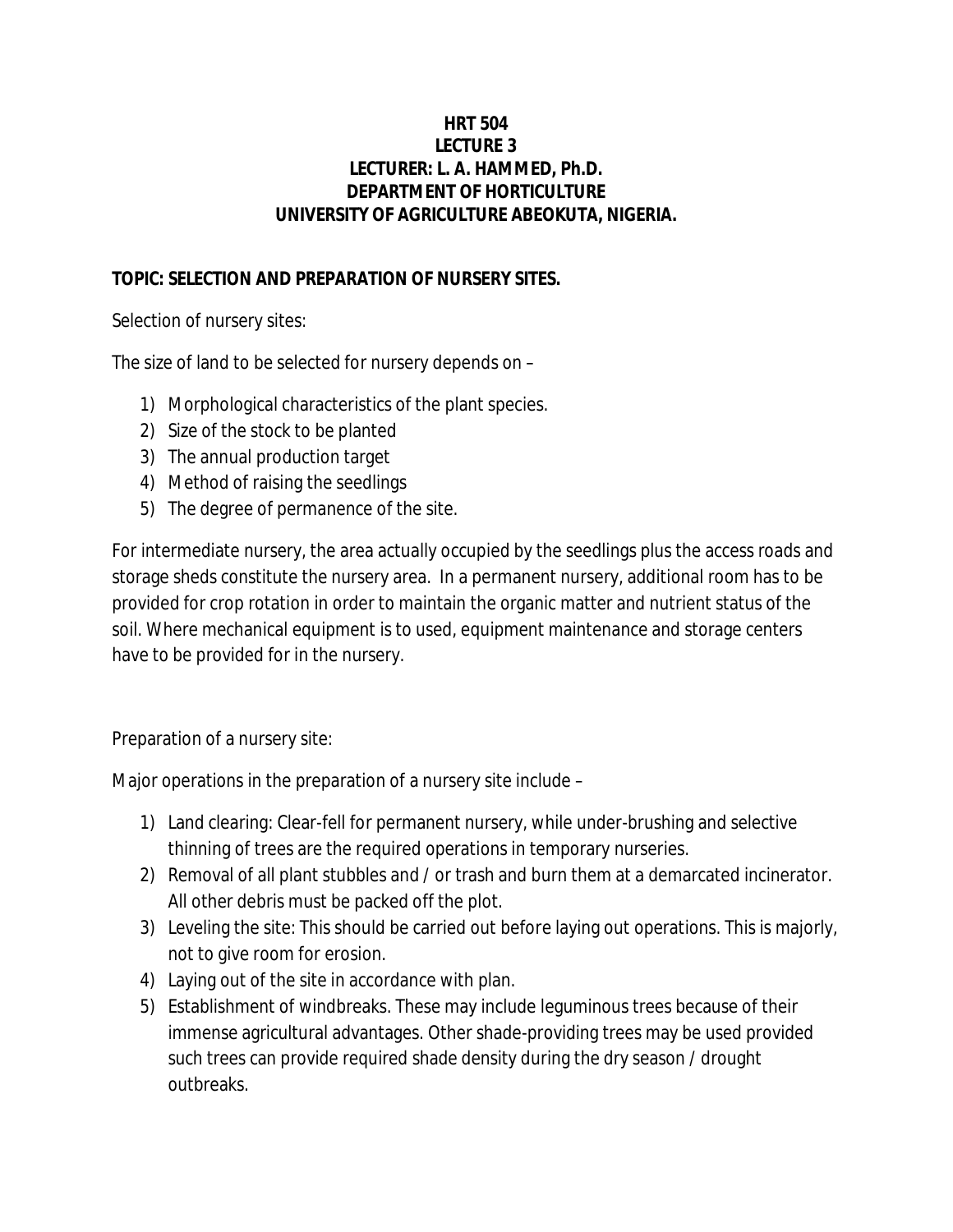**HRT 504**
**LECTURE 3**
**LECTURER: L. A. HAMMED, Ph.D.**
**DEPARTMENT OF HORTICULTURE**
**UNIVERSITY OF AGRICULTURE ABEOKUTA, NIGERIA.**

**TOPIC: SELECTION AND PREPARATION OF NURSERY SITES.**

Selection of nursery sites:

The size of land to be selected for nursery depends on –

1) Morphological characteristics of the plant species.
2) Size of the stock to be planted
3) The annual production target
4) Method of raising the seedlings
5) The degree of permanence of the site.

For intermediate nursery, the area actually occupied by the seedlings plus the access roads and storage sheds constitute the nursery area. In a permanent nursery, additional room has to be provided for crop rotation in order to maintain the organic matter and nutrient status of the soil. Where mechanical equipment is to used, equipment maintenance and storage centers have to be provided for in the nursery.

Preparation of a nursery site:

Major operations in the preparation of a nursery site include –

1) Land clearing: Clear-fell for permanent nursery, while under-brushing and selective thinning of trees are the required operations in temporary nurseries.
2) Removal of all plant stubbles and / or trash and burn them at a demarcated incinerator. All other debris must be packed off the plot.
3) Leveling the site: This should be carried out before laying out operations. This is majorly, not to give room for erosion.
4) Laying out of the site in accordance with plan.
5) Establishment of windbreaks. These may include leguminous trees because of their immense agricultural advantages. Other shade-providing trees may be used provided such trees can provide required shade density during the dry season / drought outbreaks.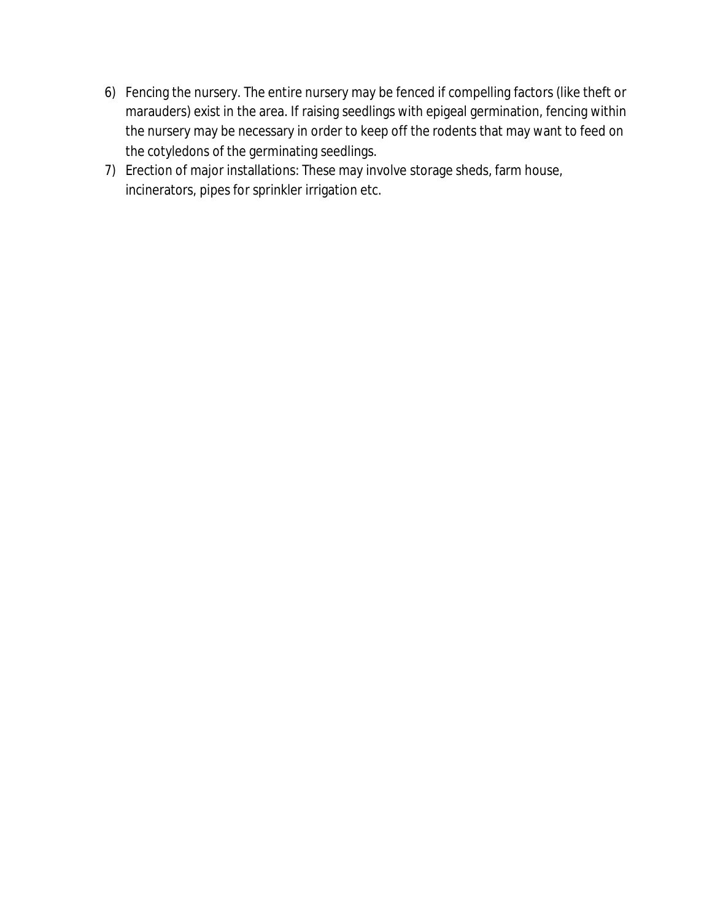6) Fencing the nursery. The entire nursery may be fenced if compelling factors (like theft or marauders) exist in the area. If raising seedlings with epigeal germination, fencing within the nursery may be necessary in order to keep off the rodents that may want to feed on the cotyledons of the germinating seedlings.
7) Erection of major installations: These may involve storage sheds, farm house, incinerators, pipes for sprinkler irrigation etc.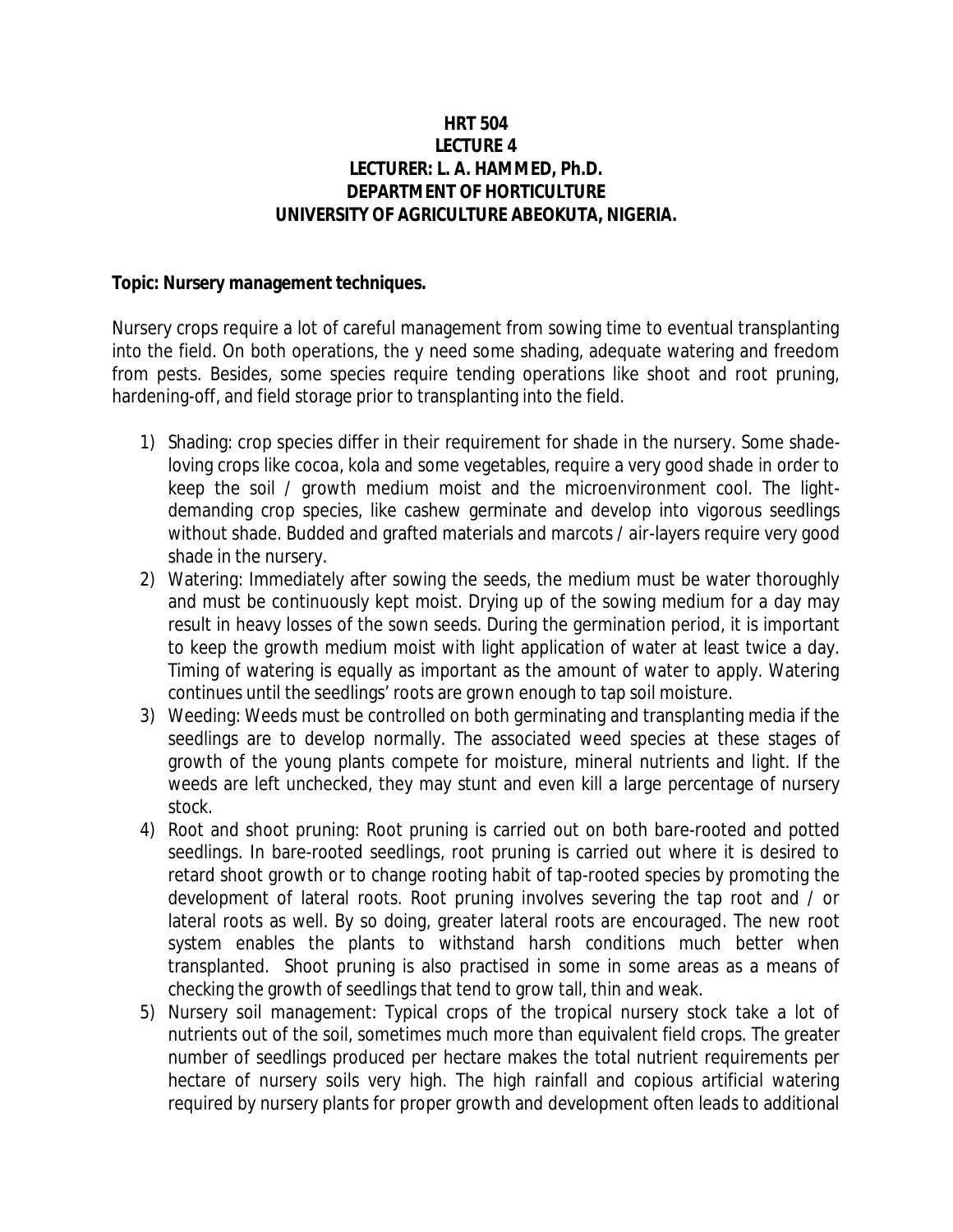**HRT 504**
**LECTURE 4**
**LECTURER: L. A. HAMMED, Ph.D.**
**DEPARTMENT OF HORTICULTURE**
**UNIVERSITY OF AGRICULTURE ABEOKUTA, NIGERIA.**

**Topic: Nursery management techniques.**

Nursery crops require a lot of careful management from sowing time to eventual transplanting into the field. On both operations, the y need some shading, adequate watering and freedom from pests. Besides, some species require tending operations like shoot and root pruning, hardening-off, and field storage prior to transplanting into the field.

1) Shading: crop species differ in their requirement for shade in the nursery. Some shade-loving crops like cocoa, kola and some vegetables, require a very good shade in order to keep the soil / growth medium moist and the microenvironment cool. The light-demanding crop species, like cashew germinate and develop into vigorous seedlings without shade. Budded and grafted materials and marcots / air-layers require very good shade in the nursery.
2) Watering: Immediately after sowing the seeds, the medium must be water thoroughly and must be continuously kept moist. Drying up of the sowing medium for a day may result in heavy losses of the sown seeds. During the germination period, it is important to keep the growth medium moist with light application of water at least twice a day. Timing of watering is equally as important as the amount of water to apply. Watering continues until the seedlings' roots are grown enough to tap soil moisture.
3) Weeding: Weeds must be controlled on both germinating and transplanting media if the seedlings are to develop normally. The associated weed species at these stages of growth of the young plants compete for moisture, mineral nutrients and light. If the weeds are left unchecked, they may stunt and even kill a large percentage of nursery stock.
4) Root and shoot pruning: Root pruning is carried out on both bare-rooted and potted seedlings. In bare-rooted seedlings, root pruning is carried out where it is desired to retard shoot growth or to change rooting habit of tap-rooted species by promoting the development of lateral roots. Root pruning involves severing the tap root and / or lateral roots as well. By so doing, greater lateral roots are encouraged. The new root system enables the plants to withstand harsh conditions much better when transplanted. Shoot pruning is also practised in some in some areas as a means of checking the growth of seedlings that tend to grow tall, thin and weak.
5) Nursery soil management: Typical crops of the tropical nursery stock take a lot of nutrients out of the soil, sometimes much more than equivalent field crops. The greater number of seedlings produced per hectare makes the total nutrient requirements per hectare of nursery soils very high. The high rainfall and copious artificial watering required by nursery plants for proper growth and development often leads to additional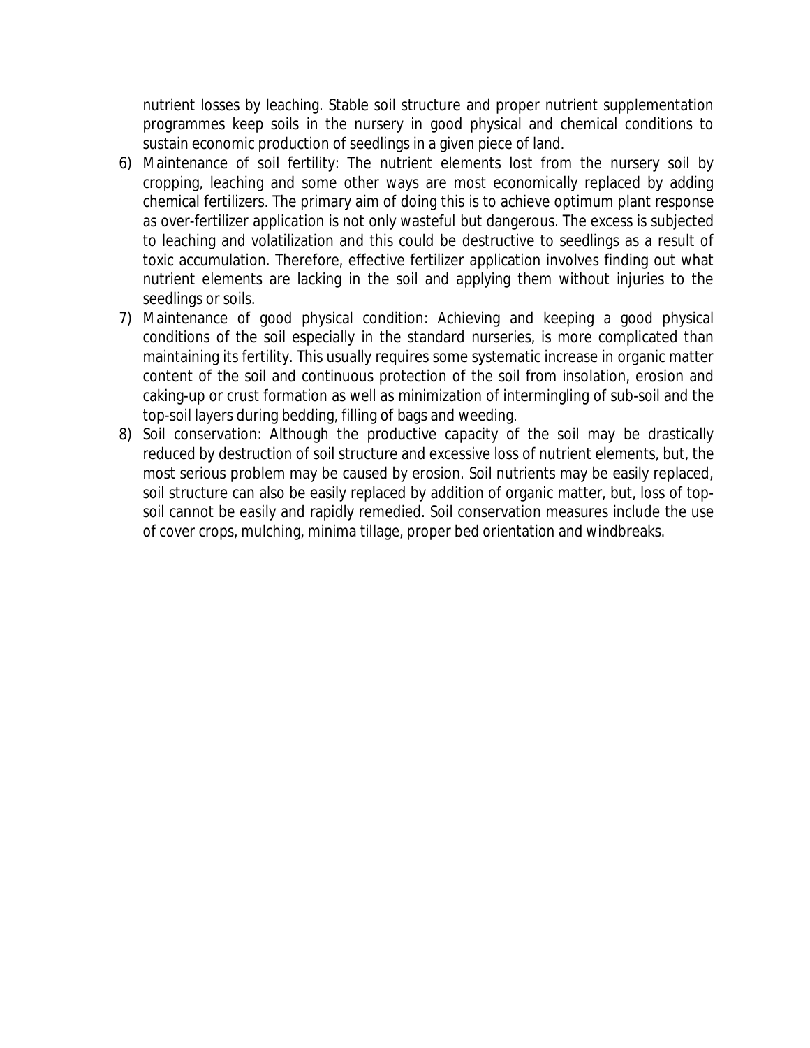nutrient losses by leaching. Stable soil structure and proper nutrient supplementation programmes keep soils in the nursery in good physical and chemical conditions to sustain economic production of seedlings in a given piece of land.

6) Maintenance of soil fertility: The nutrient elements lost from the nursery soil by cropping, leaching and some other ways are most economically replaced by adding chemical fertilizers. The primary aim of doing this is to achieve optimum plant response as over-fertilizer application is not only wasteful but dangerous. The excess is subjected to leaching and volatilization and this could be destructive to seedlings as a result of toxic accumulation. Therefore, effective fertilizer application involves finding out what nutrient elements are lacking in the soil and applying them without injuries to the seedlings or soils.
7) Maintenance of good physical condition: Achieving and keeping a good physical conditions of the soil especially in the standard nurseries, is more complicated than maintaining its fertility. This usually requires some systematic increase in organic matter content of the soil and continuous protection of the soil from insolation, erosion and caking-up or crust formation as well as minimization of intermingling of sub-soil and the top-soil layers during bedding, filling of bags and weeding.
8) Soil conservation: Although the productive capacity of the soil may be drastically reduced by destruction of soil structure and excessive loss of nutrient elements, but, the most serious problem may be caused by erosion. Soil nutrients may be easily replaced, soil structure can also be easily replaced by addition of organic matter, but, loss of top-soil cannot be easily and rapidly remedied. Soil conservation measures include the use of cover crops, mulching, minima tillage, proper bed orientation and windbreaks.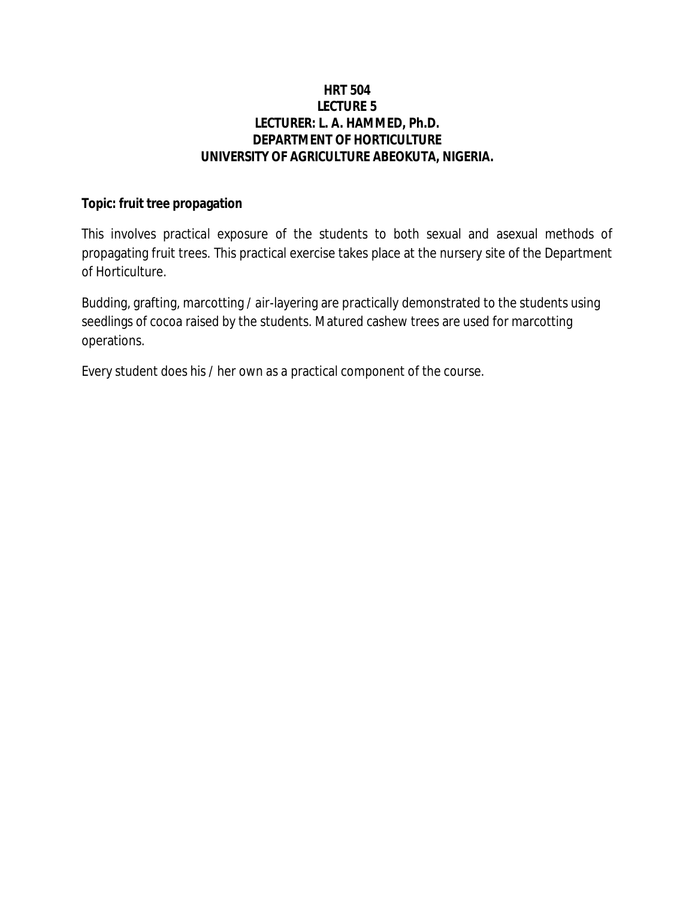**HRT 504**
**LECTURE 5**
**LECTURER: L. A. HAMMED, Ph.D.**
**DEPARTMENT OF HORTICULTURE**
**UNIVERSITY OF AGRICULTURE ABEOKUTA, NIGERIA.**

**Topic: fruit tree propagation**

This involves practical exposure of the students to both sexual and asexual methods of propagating fruit trees. This practical exercise takes place at the nursery site of the Department of Horticulture.

Budding, grafting, marcotting / air-layering are practically demonstrated to the students using seedlings of cocoa raised by the students. Matured cashew trees are used for marcotting operations.

Every student does his / her own as a practical component of the course.